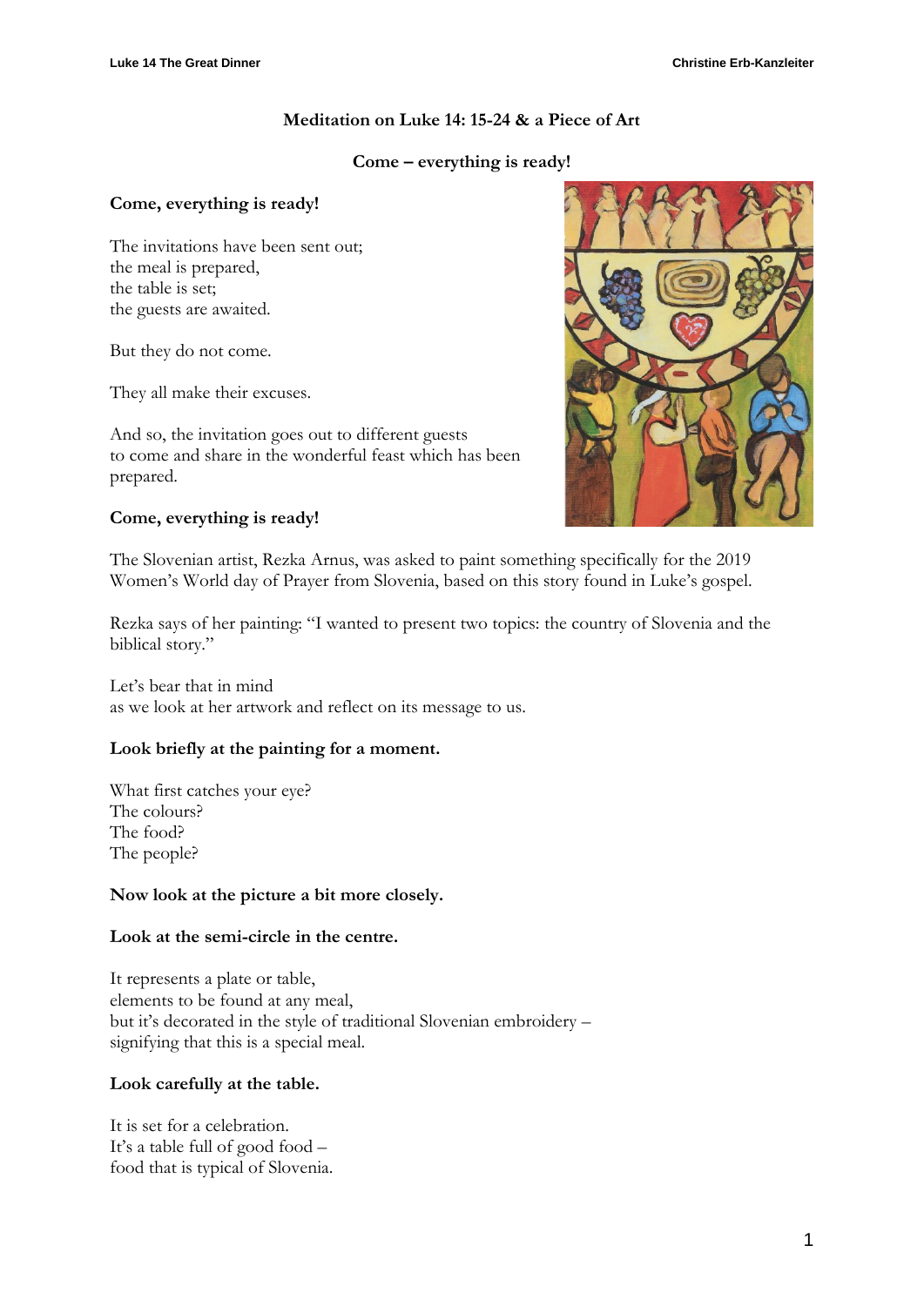# Meditation on Luke 14: 15-24 & a Piece of Art

## Come – everything is ready!

**Come, everything is ready!**

The invitations have been sent out;
the meal is prepared,
the table is set;
the guests are awaited.

But they do not come.

They all make their excuses.

And so, the invitation goes out to different guests
to come and share in the wonderful feast which has been
prepared.

**Come, everything is ready!**

The Slovenian artist, Rezka Arnus, was asked to paint something specifically for the 2019 Women's World day of Prayer from Slovenia, based on this story found in Luke's gospel.

Rezka says of her painting: "I wanted to present two topics: the country of Slovenia and the biblical story."

Let's bear that in mind
as we look at her artwork and reflect on its message to us.

**Look briefly at the painting for a moment.**

What first catches your eye?
The colours?
The food?
The people?

**Now look at the picture a bit more closely.**

**Look at the semi-circle in the centre.**

It represents a plate or table,
elements to be found at any meal,
but it's decorated in the style of traditional Slovenian embroidery –
signifying that this is a special meal.

**Look carefully at the table.**

It is set for a celebration.
It's a table full of good food –
food that is typical of Slovenia.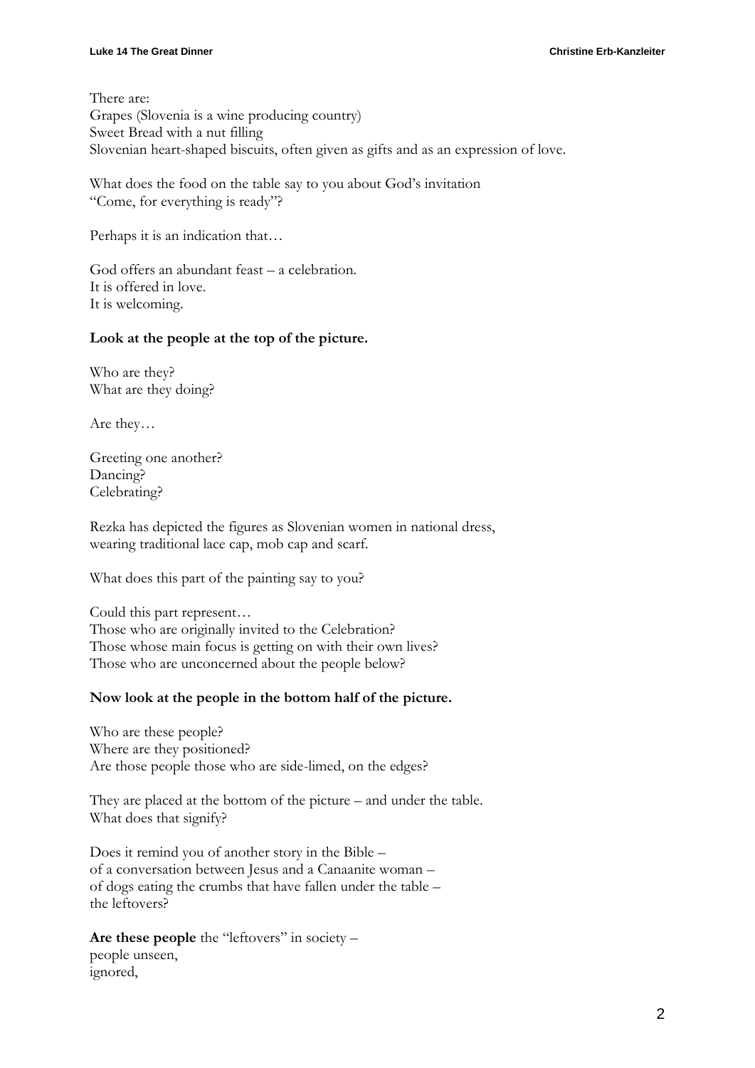There are:
Grapes (Slovenia is a wine producing country)
Sweet Bread with a nut filling
Slovenian heart-shaped biscuits, often given as gifts and as an expression of love.

What does the food on the table say to you about God's invitation
"Come, for everything is ready"?

Perhaps it is an indication that…

God offers an abundant feast – a celebration.
It is offered in love.
It is welcoming.

**Look at the people at the top of the picture.**

Who are they?
What are they doing?

Are they…

Greeting one another?
Dancing?
Celebrating?

Rezka has depicted the figures as Slovenian women in national dress,
wearing traditional lace cap, mob cap and scarf.

What does this part of the painting say to you?

Could this part represent…
Those who are originally invited to the Celebration?
Those whose main focus is getting on with their own lives?
Those who are unconcerned about the people below?

**Now look at the people in the bottom half of the picture.**

Who are these people?
Where are they positioned?
Are those people those who are side-limed, on the edges?

They are placed at the bottom of the picture – and under the table.
What does that signify?

Does it remind you of another story in the Bible –
of a conversation between Jesus and a Canaanite woman –
of dogs eating the crumbs that have fallen under the table –
the leftovers?

**Are these people** the "leftovers" in society –
people unseen,
ignored,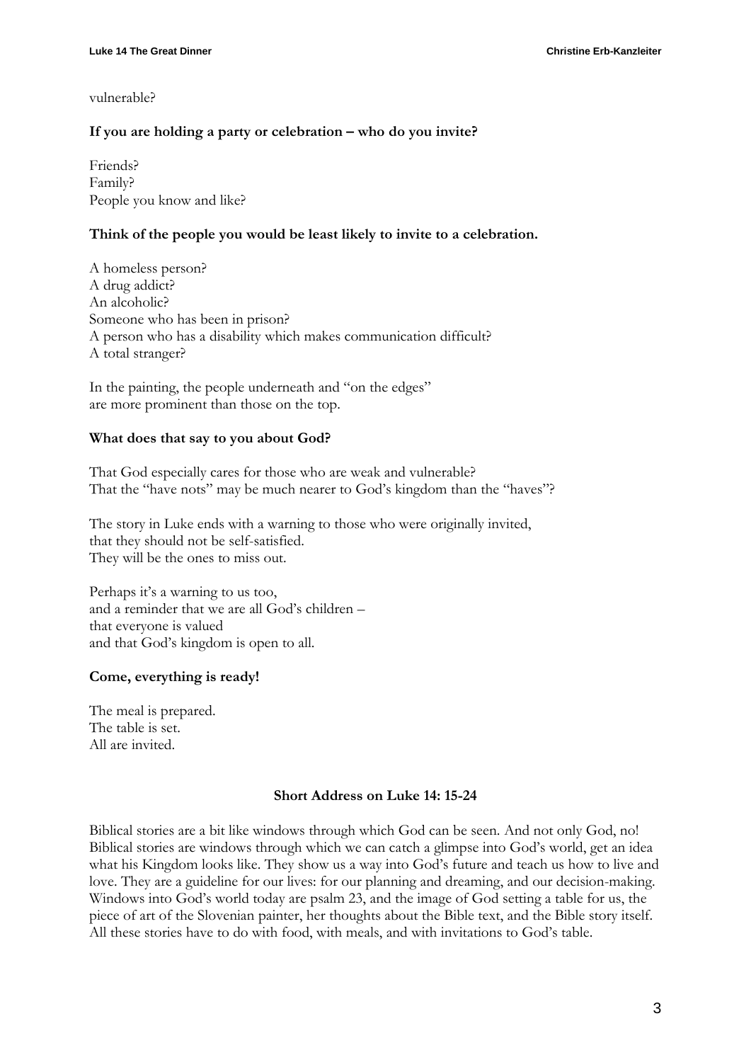vulnerable?

**If you are holding a party or celebration – who do you invite?**

Friends?
Family?
People you know and like?

**Think of the people you would be least likely to invite to a celebration.**

A homeless person?
A drug addict?
An alcoholic?
Someone who has been in prison?
A person who has a disability which makes communication difficult?
A total stranger?

In the painting, the people underneath and "on the edges"
are more prominent than those on the top.

**What does that say to you about God?**

That God especially cares for those who are weak and vulnerable?
That the "have nots" may be much nearer to God's kingdom than the "haves"?

The story in Luke ends with a warning to those who were originally invited,
that they should not be self-satisfied.
They will be the ones to miss out.

Perhaps it's a warning to us too,
and a reminder that we are all God's children –
that everyone is valued
and that God's kingdom is open to all.

**Come, everything is ready!**

The meal is prepared.
The table is set.
All are invited.

## Short Address on Luke 14: 15-24

Biblical stories are a bit like windows through which God can be seen. And not only God, no! Biblical stories are windows through which we can catch a glimpse into God's world, get an idea what his Kingdom looks like. They show us a way into God's future and teach us how to live and love. They are a guideline for our lives: for our planning and dreaming, and our decision-making. Windows into God's world today are psalm 23, and the image of God setting a table for us, the piece of art of the Slovenian painter, her thoughts about the Bible text, and the Bible story itself. All these stories have to do with food, with meals, and with invitations to God's table.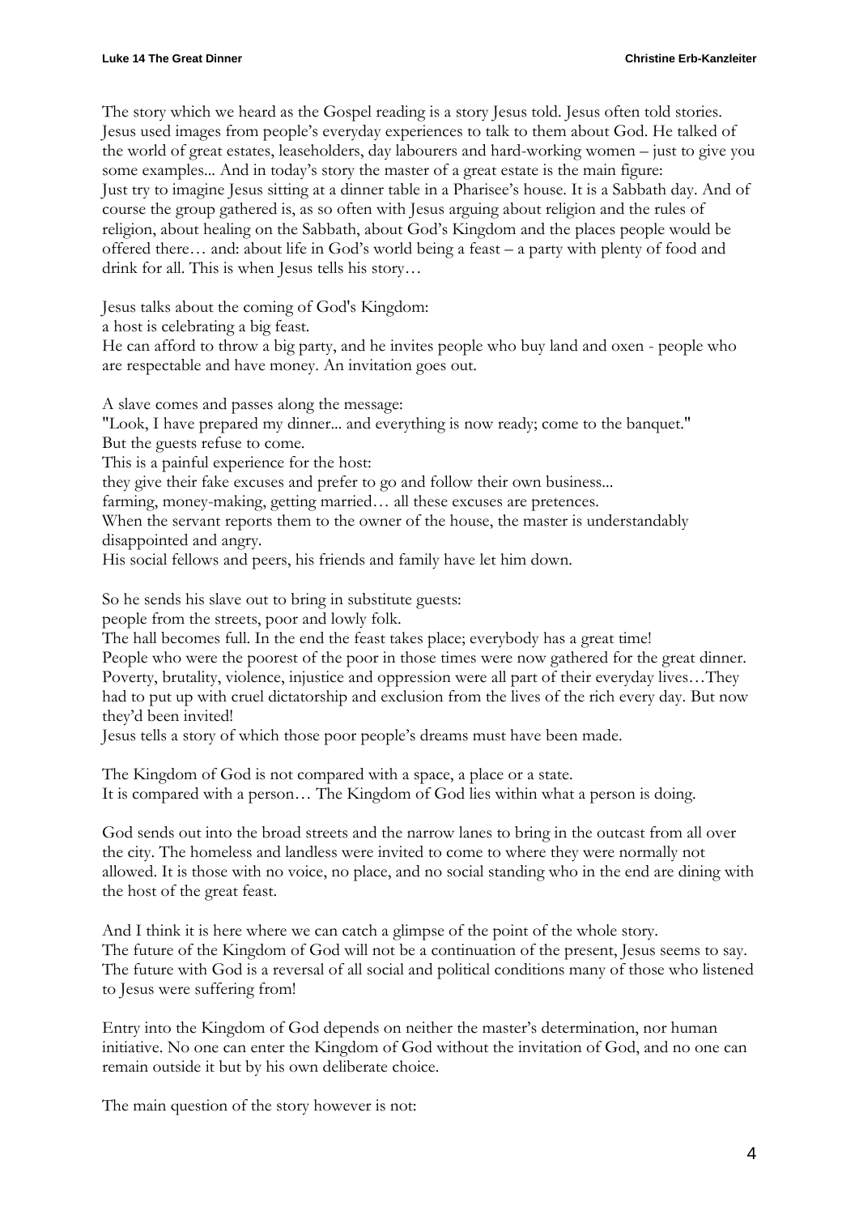The story which we heard as the Gospel reading is a story Jesus told. Jesus often told stories. Jesus used images from people's everyday experiences to talk to them about God. He talked of the world of great estates, leaseholders, day labourers and hard-working women – just to give you some examples... And in today's story the master of a great estate is the main figure:
Just try to imagine Jesus sitting at a dinner table in a Pharisee's house. It is a Sabbath day. And of course the group gathered is, as so often with Jesus arguing about religion and the rules of religion, about healing on the Sabbath, about God's Kingdom and the places people would be offered there… and: about life in God's world being a feast – a party with plenty of food and drink for all. This is when Jesus tells his story…

Jesus talks about the coming of God's Kingdom:
a host is celebrating a big feast.
He can afford to throw a big party, and he invites people who buy land and oxen - people who are respectable and have money. An invitation goes out.

A slave comes and passes along the message:
"Look, I have prepared my dinner... and everything is now ready; come to the banquet."
But the guests refuse to come.
This is a painful experience for the host:
they give their fake excuses and prefer to go and follow their own business...
farming, money-making, getting married… all these excuses are pretences.
When the servant reports them to the owner of the house, the master is understandably disappointed and angry.
His social fellows and peers, his friends and family have let him down.

So he sends his slave out to bring in substitute guests:
people from the streets, poor and lowly folk.
The hall becomes full. In the end the feast takes place; everybody has a great time!
People who were the poorest of the poor in those times were now gathered for the great dinner. Poverty, brutality, violence, injustice and oppression were all part of their everyday lives…They had to put up with cruel dictatorship and exclusion from the lives of the rich every day. But now they'd been invited!
Jesus tells a story of which those poor people's dreams must have been made.

The Kingdom of God is not compared with a space, a place or a state.
It is compared with a person… The Kingdom of God lies within what a person is doing.

God sends out into the broad streets and the narrow lanes to bring in the outcast from all over the city. The homeless and landless were invited to come to where they were normally not allowed. It is those with no voice, no place, and no social standing who in the end are dining with the host of the great feast.

And I think it is here where we can catch a glimpse of the point of the whole story.
The future of the Kingdom of God will not be a continuation of the present, Jesus seems to say.
The future with God is a reversal of all social and political conditions many of those who listened to Jesus were suffering from!

Entry into the Kingdom of God depends on neither the master's determination, nor human initiative. No one can enter the Kingdom of God without the invitation of God, and no one can remain outside it but by his own deliberate choice.

The main question of the story however is not: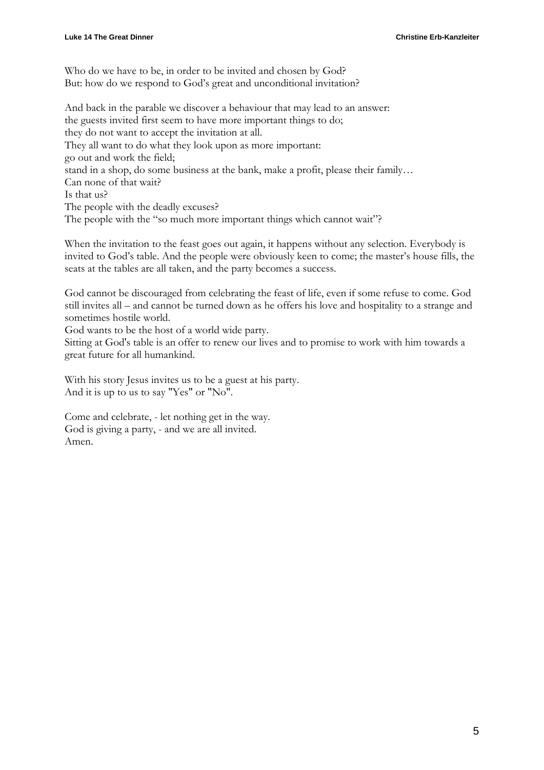Who do we have to be, in order to be invited and chosen by God?
But: how do we respond to God's great and unconditional invitation?

And back in the parable we discover a behaviour that may lead to an answer:
the guests invited first seem to have more important things to do;
they do not want to accept the invitation at all.
They all want to do what they look upon as more important:
go out and work the field;
stand in a shop, do some business at the bank, make a profit, please their family…
Can none of that wait?
Is that us?
The people with the deadly excuses?
The people with the "so much more important things which cannot wait"?

When the invitation to the feast goes out again, it happens without any selection. Everybody is invited to God's table. And the people were obviously keen to come; the master's house fills, the seats at the tables are all taken, and the party becomes a success.

God cannot be discouraged from celebrating the feast of life, even if some refuse to come. God still invites all – and cannot be turned down as he offers his love and hospitality to a strange and sometimes hostile world.
God wants to be the host of a world wide party.
Sitting at God's table is an offer to renew our lives and to promise to work with him towards a great future for all humankind.

With his story Jesus invites us to be a guest at his party.
And it is up to us to say "Yes" or "No".

Come and celebrate, - let nothing get in the way.
God is giving a party, - and we are all invited.
Amen.